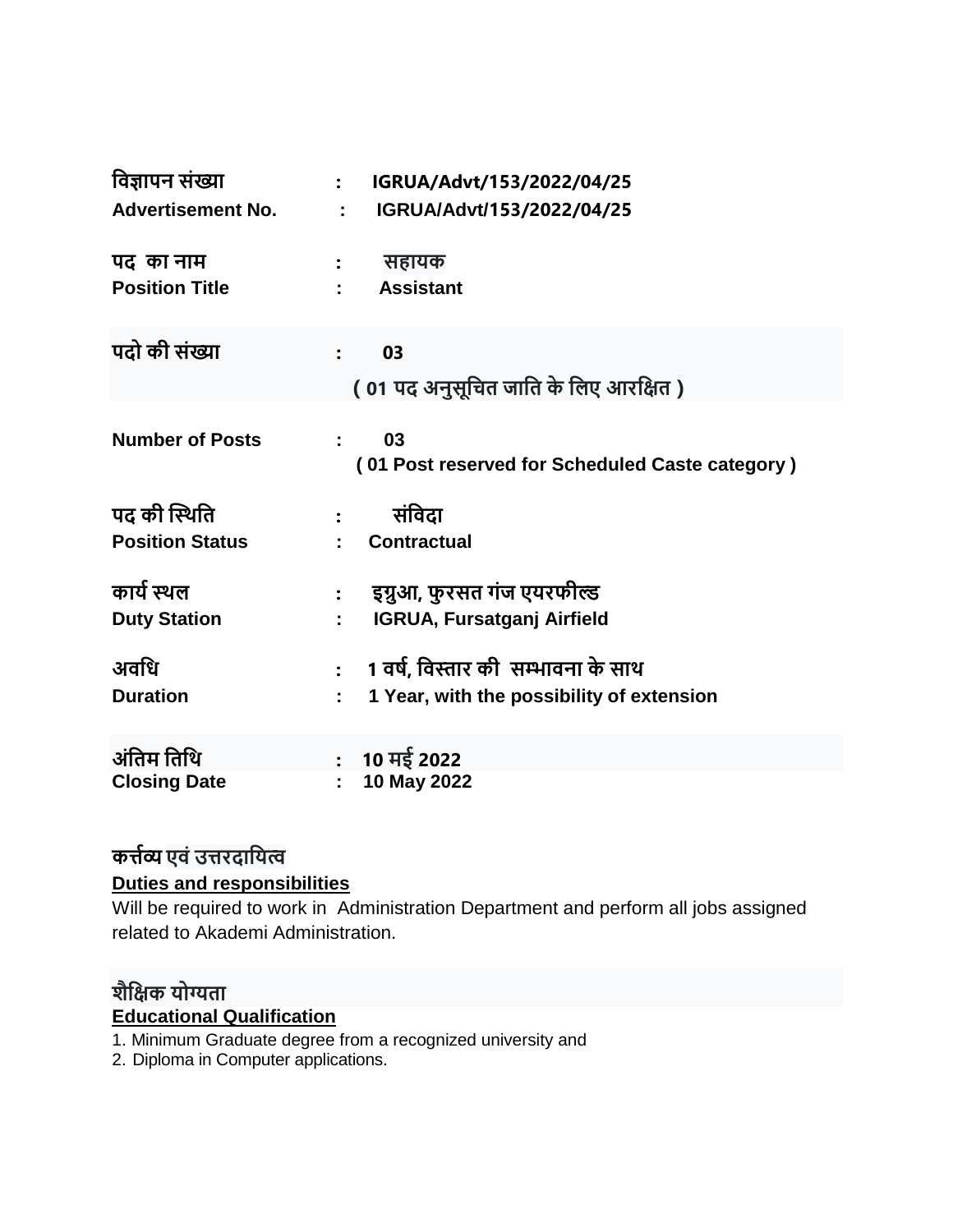विज्ञापन संख्या : IGRUA/Advt/153/2022/04/25
**Advertisement No.** : **IGRUA/Advt/153/2022/04/25**

पद का नाम : सहायक
**Position Title** : **Assistant**

पदो की संख्या : 03
( 01 पद अनुसूचित जाति के लिए आरक्षित )

**Number of Posts** : **03**
**( 01 Post reserved for Scheduled Caste category )**

पद की स्थिति : संविदा
**Position Status** : **Contractual**

कार्य स्थल : इग्रुआ, फुरसत गंज एयरफील्ड
**Duty Station** : **IGRUA, Fursatganj Airfield**

अवधि : 1 वर्ष, विस्तार की सम्भावना के साथ
**Duration** : **1 Year, with the possibility of extension**

अंतिम तिथि : 10 मई 2022
**Closing Date** : **10 May 2022**

**कर्त्तव्य एवं उत्तरदायित्व**

**Duties and responsibilities**

Will be required to work in Administration Department and perform all jobs assigned related to Akademi Administration.

**शैक्षिक योग्यता**

**Educational Qualification**

1. Minimum Graduate degree from a recognized university and
2. Diploma in Computer applications.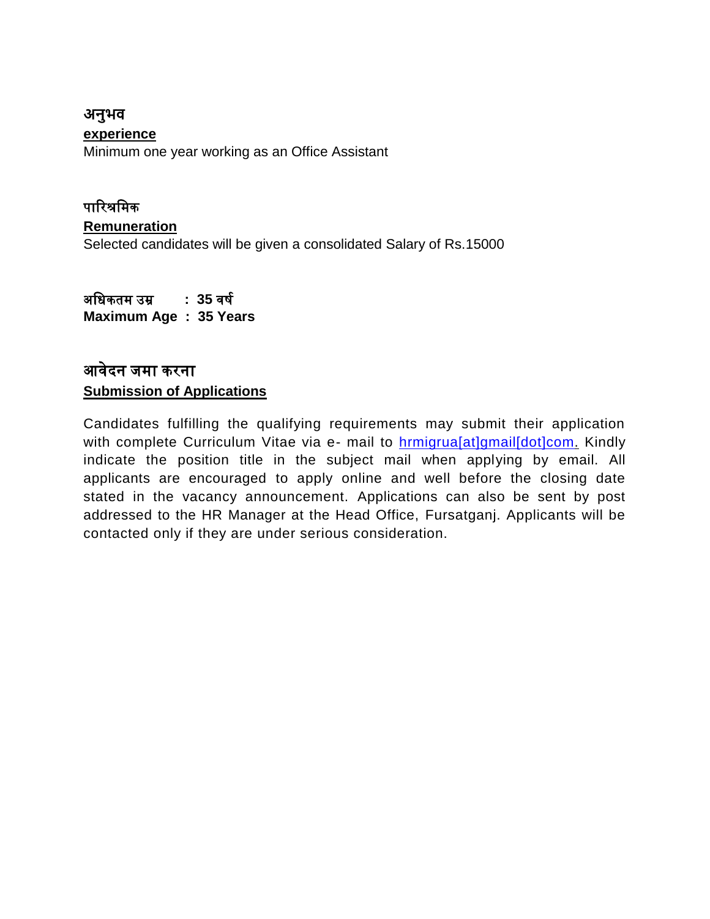**अनुभव**

**experience**

Minimum one year working as an Office Assistant

**पारिश्रमिक**

**Remuneration**

Selected candidates will be given a consolidated Salary of Rs.15000

**अधिकतम उम्र : 35 वर्ष**

**Maximum Age : 35 Years**

## आवेदन जमा करना

**Submission of Applications**

Candidates fulfilling the qualifying requirements may submit their application with complete Curriculum Vitae via e- mail to hrmigrua[at]gmail[dot]com. Kindly indicate the position title in the subject mail when applying by email. All applicants are encouraged to apply online and well before the closing date stated in the vacancy announcement. Applications can also be sent by post addressed to the HR Manager at the Head Office, Fursatganj. Applicants will be contacted only if they are under serious consideration.